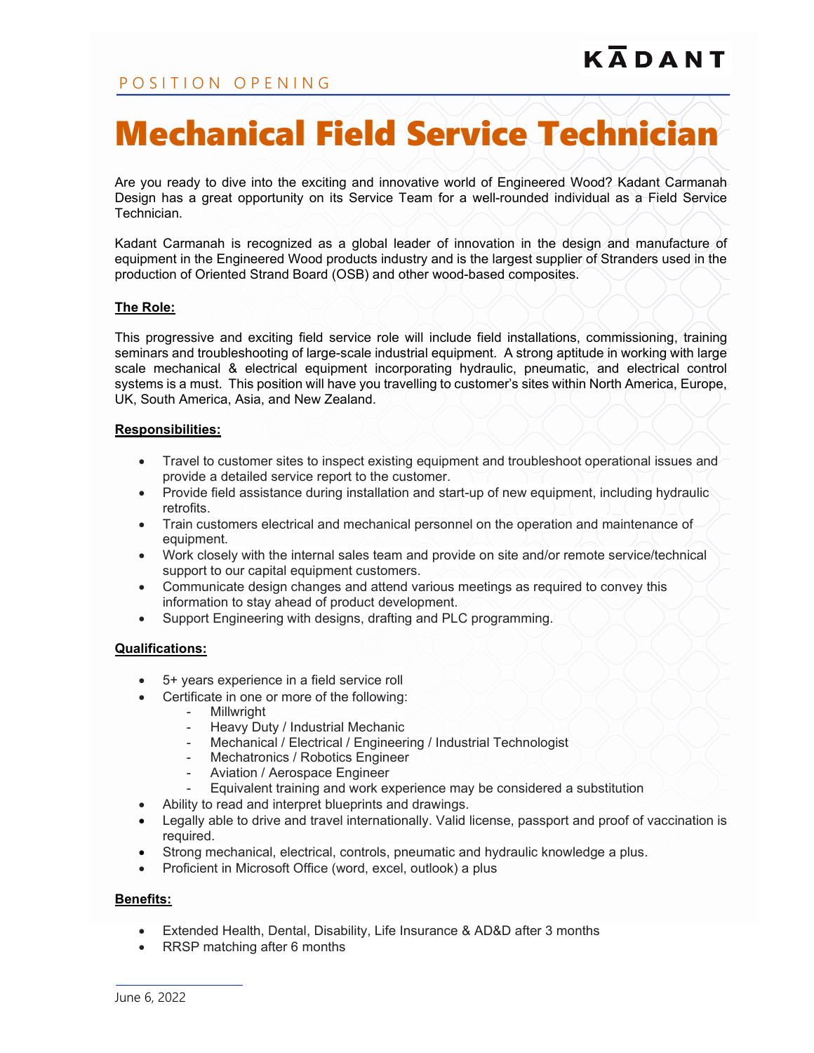KADANT

POSITION OPENING

# Mechanical Field Service Technician

Are you ready to dive into the exciting and innovative world of Engineered Wood? Kadant Carmanah Design has a great opportunity on its Service Team for a well-rounded individual as a Field Service Technician.

Kadant Carmanah is recognized as a global leader of innovation in the design and manufacture of equipment in the Engineered Wood products industry and is the largest supplier of Stranders used in the production of Oriented Strand Board (OSB) and other wood-based composites.

## The Role:

This progressive and exciting field service role will include field installations, commissioning, training seminars and troubleshooting of large-scale industrial equipment. A strong aptitude in working with large scale mechanical & electrical equipment incorporating hydraulic, pneumatic, and electrical control systems is a must. This position will have you travelling to customer's sites within North America, Europe, UK, South America, Asia, and New Zealand.

## Responsibilities:

- Travel to customer sites to inspect existing equipment and troubleshoot operational issues and provide a detailed service report to the customer.
- Provide field assistance during installation and start-up of new equipment, including hydraulic retrofits.
- Train customers electrical and mechanical personnel on the operation and maintenance of equipment.
- Work closely with the internal sales team and provide on site and/or remote service/technical support to our capital equipment customers.
- Communicate design changes and attend various meetings as required to convey this information to stay ahead of product development.
- Support Engineering with designs, drafting and PLC programming.

## Qualifications:

- 5+ years experience in a field service roll
- Certificate in one or more of the following:
  - Millwright
  - Heavy Duty / Industrial Mechanic
  - Mechanical / Electrical / Engineering / Industrial Technologist
  - Mechatronics / Robotics Engineer
  - Aviation / Aerospace Engineer
  - Equivalent training and work experience may be considered a substitution
- Ability to read and interpret blueprints and drawings.
- Legally able to drive and travel internationally. Valid license, passport and proof of vaccination is required.
- Strong mechanical, electrical, controls, pneumatic and hydraulic knowledge a plus.
- Proficient in Microsoft Office (word, excel, outlook) a plus

## Benefits:

- Extended Health, Dental, Disability, Life Insurance & AD&D after 3 months
- RRSP matching after 6 months

June 6, 2022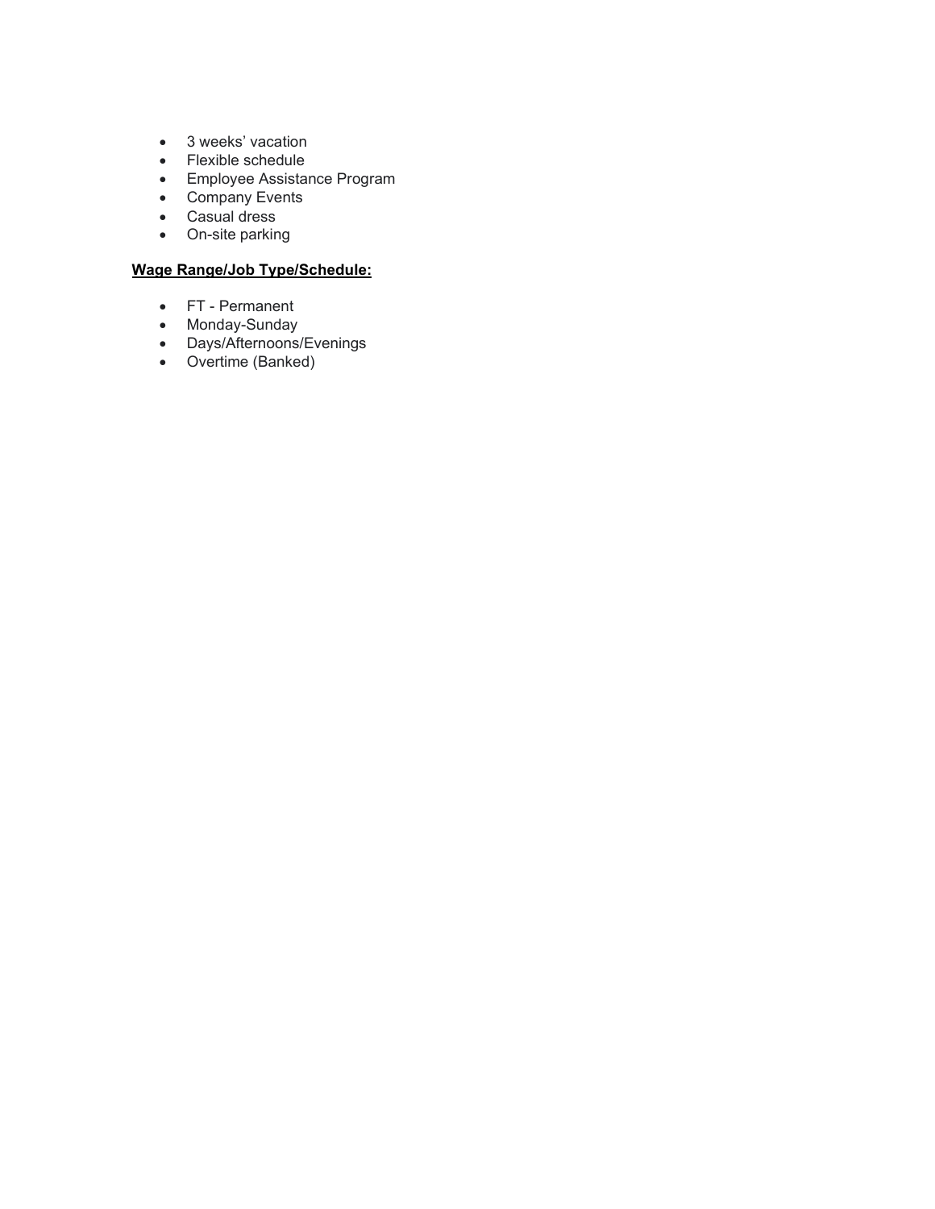- 3 weeks' vacation
- Flexible schedule
- Employee Assistance Program
- Company Events
- Casual dress
- On-site parking

**Wage Range/Job Type/Schedule:**

- FT - Permanent
- Monday-Sunday
- Days/Afternoons/Evenings
- Overtime (Banked)